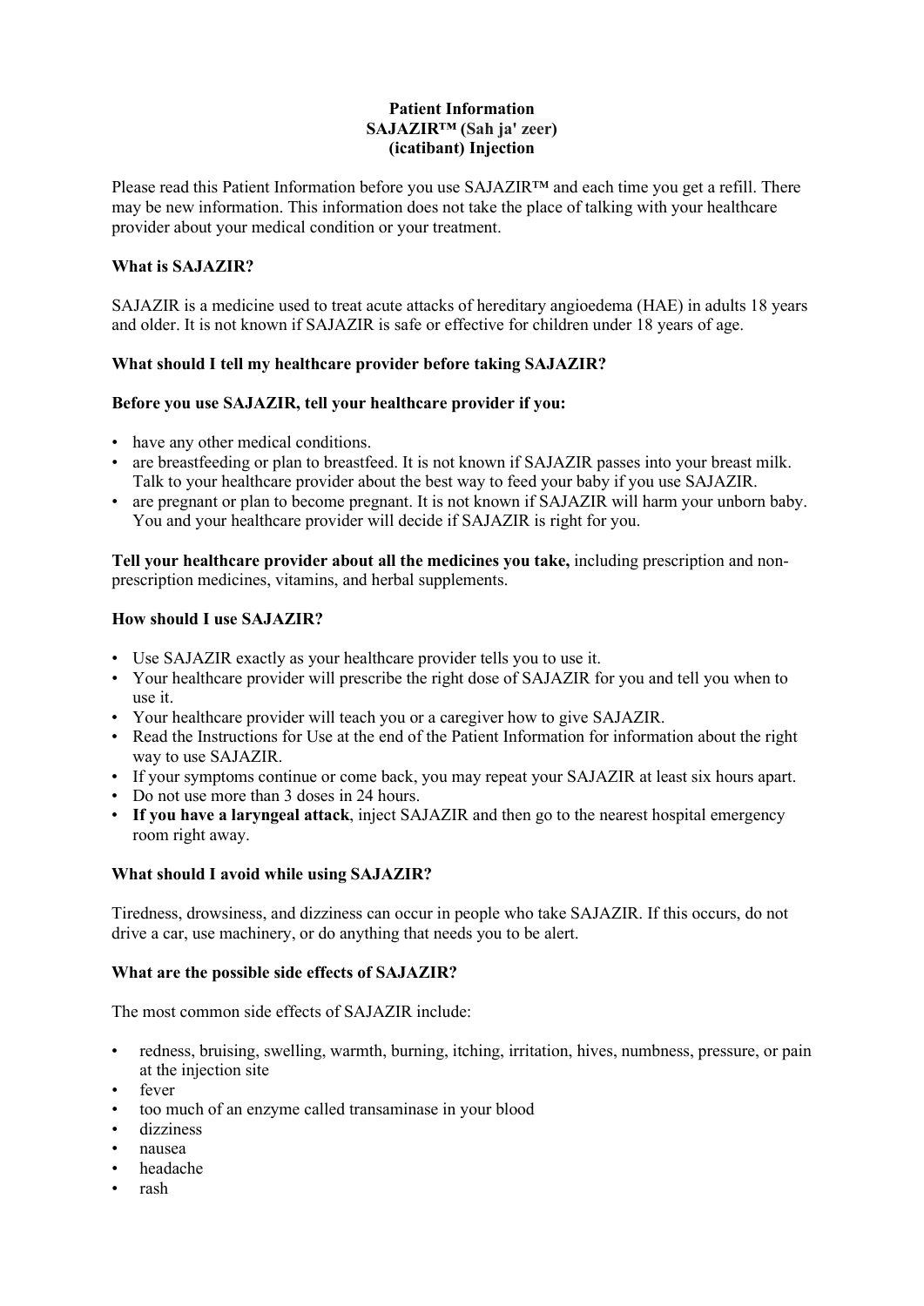**Patient Information**
**SAJAZIR™ (Sah ja' zeer)**
**(icatibant) Injection**

Please read this Patient Information before you use SAJAZIR™ and each time you get a refill. There may be new information. This information does not take the place of talking with your healthcare provider about your medical condition or your treatment.

**What is SAJAZIR?**

SAJAZIR is a medicine used to treat acute attacks of hereditary angioedema (HAE) in adults 18 years and older. It is not known if SAJAZIR is safe or effective for children under 18 years of age.

**What should I tell my healthcare provider before taking SAJAZIR?**

**Before you use SAJAZIR, tell your healthcare provider if you:**

- have any other medical conditions.
- are breastfeeding or plan to breastfeed. It is not known if SAJAZIR passes into your breast milk. Talk to your healthcare provider about the best way to feed your baby if you use SAJAZIR.
- are pregnant or plan to become pregnant. It is not known if SAJAZIR will harm your unborn baby. You and your healthcare provider will decide if SAJAZIR is right for you.

**Tell your healthcare provider about all the medicines you take,** including prescription and non-prescription medicines, vitamins, and herbal supplements.

**How should I use SAJAZIR?**

- Use SAJAZIR exactly as your healthcare provider tells you to use it.
- Your healthcare provider will prescribe the right dose of SAJAZIR for you and tell you when to use it.
- Your healthcare provider will teach you or a caregiver how to give SAJAZIR.
- Read the Instructions for Use at the end of the Patient Information for information about the right way to use SAJAZIR.
- If your symptoms continue or come back, you may repeat your SAJAZIR at least six hours apart.
- Do not use more than 3 doses in 24 hours.
- **If you have a laryngeal attack**, inject SAJAZIR and then go to the nearest hospital emergency room right away.

**What should I avoid while using SAJAZIR?**

Tiredness, drowsiness, and dizziness can occur in people who take SAJAZIR. If this occurs, do not drive a car, use machinery, or do anything that needs you to be alert.

**What are the possible side effects of SAJAZIR?**

The most common side effects of SAJAZIR include:

- redness, bruising, swelling, warmth, burning, itching, irritation, hives, numbness, pressure, or pain at the injection site
- fever
- too much of an enzyme called transaminase in your blood
- dizziness
- nausea
- headache
- rash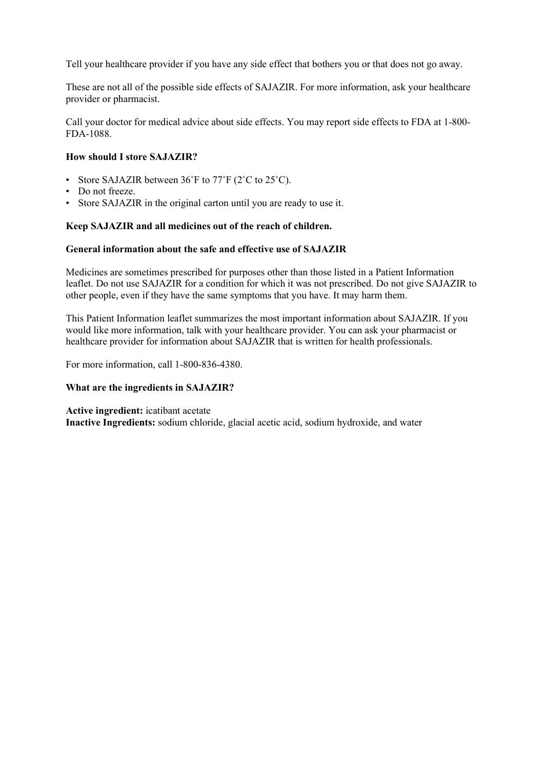Tell your healthcare provider if you have any side effect that bothers you or that does not go away.

These are not all of the possible side effects of SAJAZIR. For more information, ask your healthcare provider or pharmacist.

Call your doctor for medical advice about side effects. You may report side effects to FDA at 1-800-FDA-1088.

**How should I store SAJAZIR?**

- Store SAJAZIR between 36˚F to 77˚F (2˚C to 25˚C).
- Do not freeze.
- Store SAJAZIR in the original carton until you are ready to use it.

**Keep SAJAZIR and all medicines out of the reach of children.**

**General information about the safe and effective use of SAJAZIR**

Medicines are sometimes prescribed for purposes other than those listed in a Patient Information leaflet. Do not use SAJAZIR for a condition for which it was not prescribed. Do not give SAJAZIR to other people, even if they have the same symptoms that you have. It may harm them.

This Patient Information leaflet summarizes the most important information about SAJAZIR. If you would like more information, talk with your healthcare provider. You can ask your pharmacist or healthcare provider for information about SAJAZIR that is written for health professionals.

For more information, call 1-800-836-4380.

**What are the ingredients in SAJAZIR?**

**Active ingredient:** icatibant acetate
**Inactive Ingredients:** sodium chloride, glacial acetic acid, sodium hydroxide, and water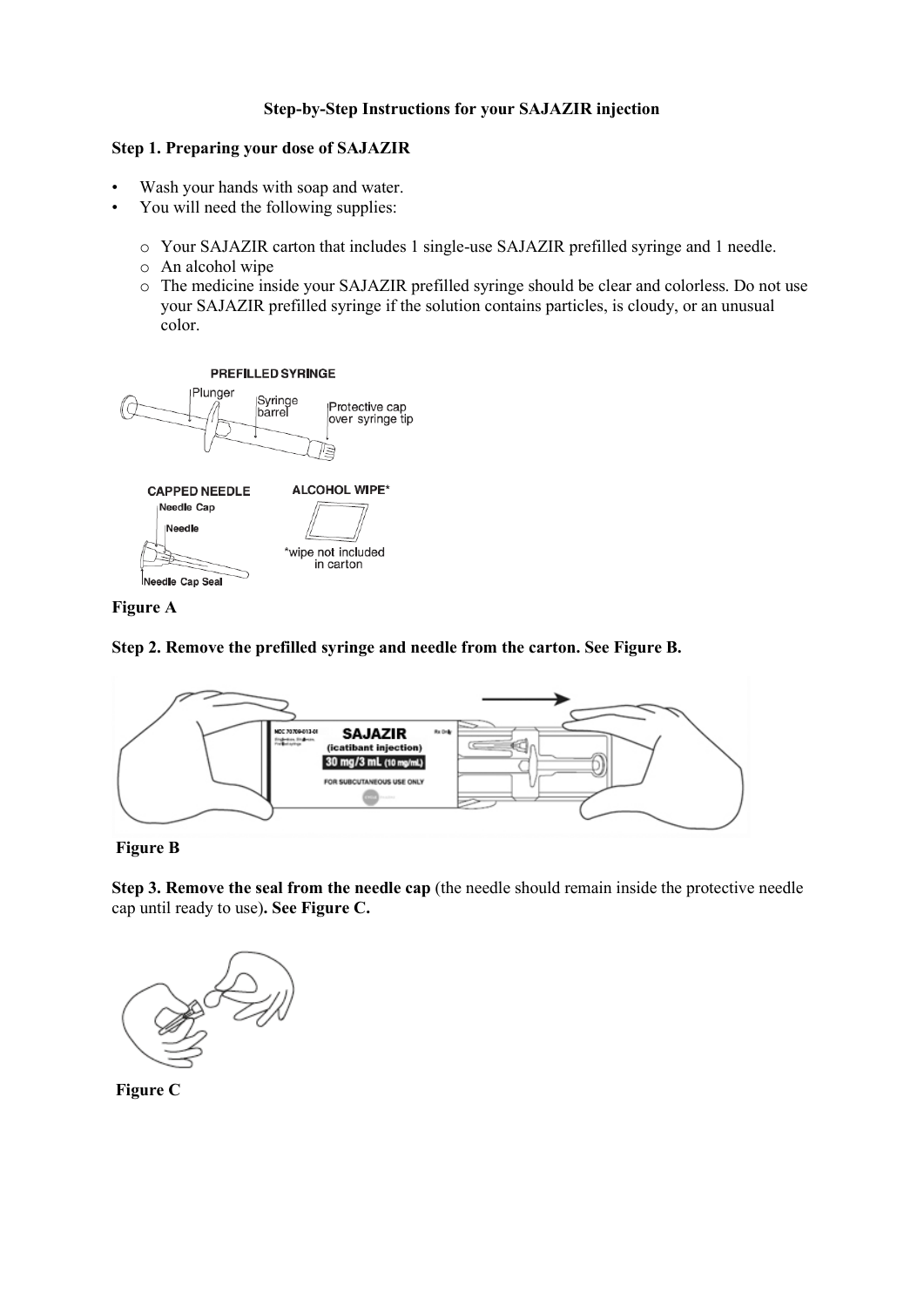**Step-by-Step Instructions for your SAJAZIR injection**

**Step 1. Preparing your dose of SAJAZIR**

- Wash your hands with soap and water.
- You will need the following supplies:
  - Your SAJAZIR carton that includes 1 single-use SAJAZIR prefilled syringe and 1 needle.
  - An alcohol wipe
  - The medicine inside your SAJAZIR prefilled syringe should be clear and colorless. Do not use your SAJAZIR prefilled syringe if the solution contains particles, is cloudy, or an unusual color.

PREFILLED SYRINGE

Plunger

Syringe barrel

Protective cap over syringe tip

CAPPED NEEDLE

Needle Cap

Needle

Needle Cap Seal

ALCOHOL WIPE*

*wipe not included in carton

**Figure A**

**Step 2. Remove the prefilled syringe and needle from the carton. See Figure B.**

**Figure B**

**Step 3. Remove the seal from the needle cap** (the needle should remain inside the protective needle cap until ready to use)**. See Figure C.**

**Figure C**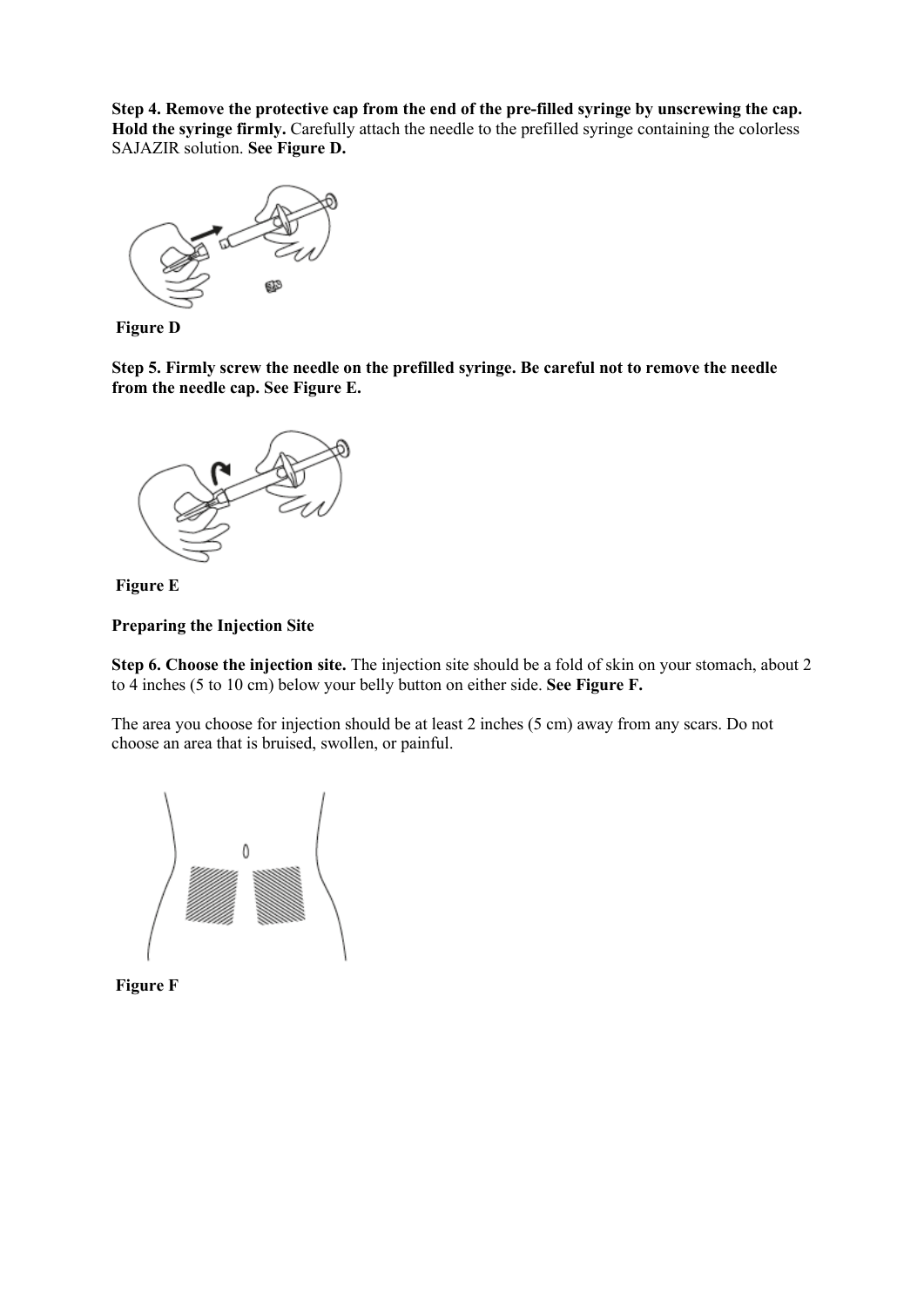**Step 4. Remove the protective cap from the end of the pre-filled syringe by unscrewing the cap. Hold the syringe firmly.** Carefully attach the needle to the prefilled syringe containing the colorless SAJAZIR solution. **See Figure D.**

**Figure D**

**Step 5. Firmly screw the needle on the prefilled syringe. Be careful not to remove the needle from the needle cap. See Figure E.**

**Figure E**

**Preparing the Injection Site**

**Step 6. Choose the injection site.** The injection site should be a fold of skin on your stomach, about 2 to 4 inches (5 to 10 cm) below your belly button on either side. **See Figure F.**

The area you choose for injection should be at least 2 inches (5 cm) away from any scars. Do not choose an area that is bruised, swollen, or painful.

**Figure F**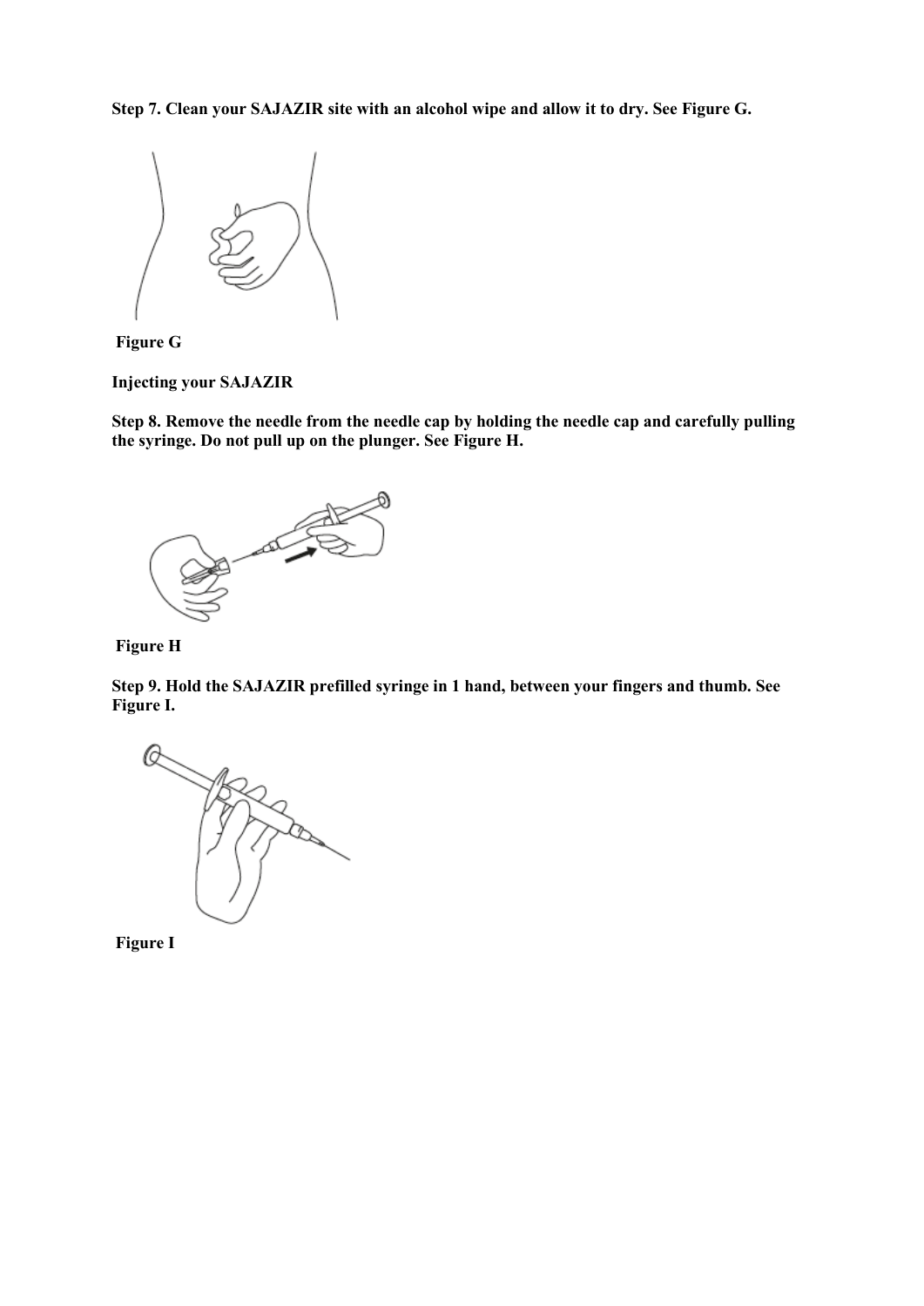**Step 7. Clean your SAJAZIR site with an alcohol wipe and allow it to dry. See Figure G.**

Figure G

**Injecting your SAJAZIR**

**Step 8. Remove the needle from the needle cap by holding the needle cap and carefully pulling the syringe. Do not pull up on the plunger. See Figure H.**

Figure H

**Step 9. Hold the SAJAZIR prefilled syringe in 1 hand, between your fingers and thumb. See Figure I.**

Figure I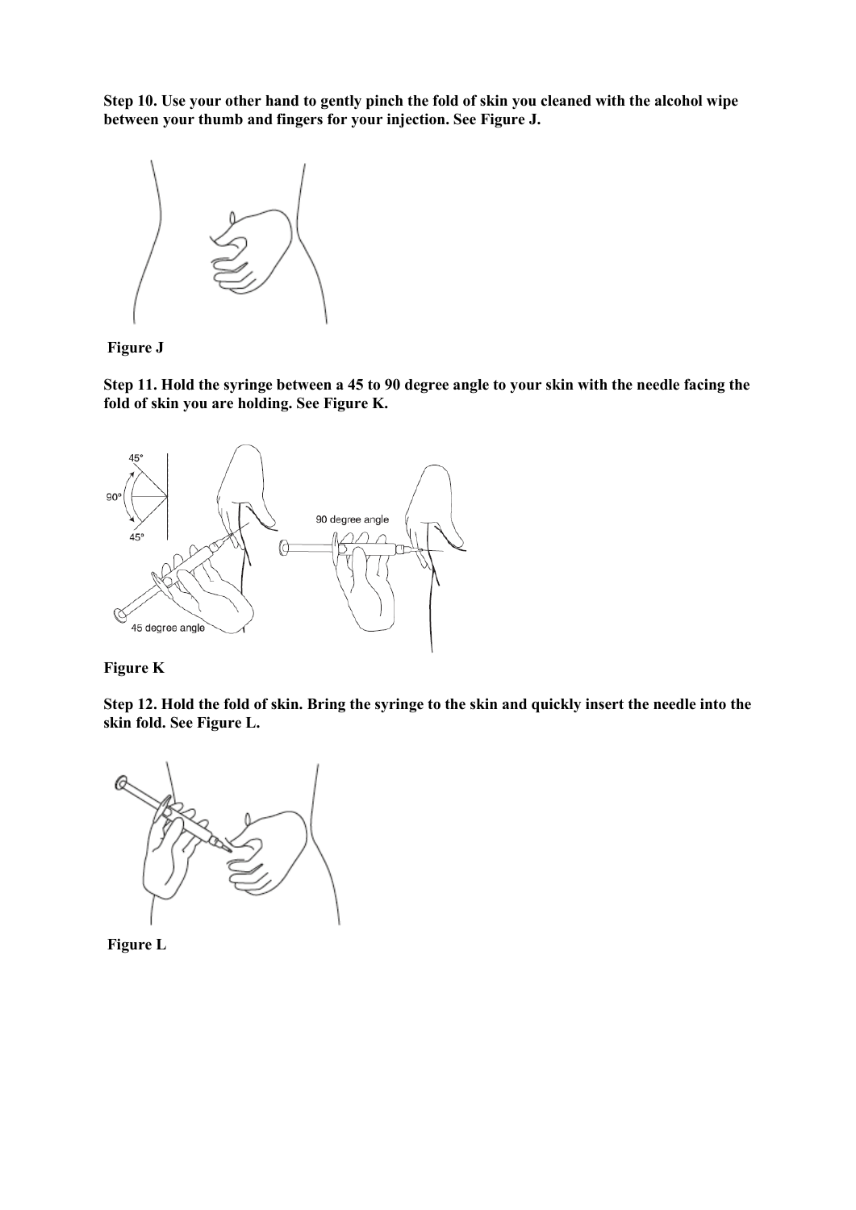**Step 10. Use your other hand to gently pinch the fold of skin you cleaned with the alcohol wipe between your thumb and fingers for your injection. See Figure J.**

**Figure J**

**Step 11. Hold the syringe between a 45 to 90 degree angle to your skin with the needle facing the fold of skin you are holding. See Figure K.**

**Figure K**

**Step 12. Hold the fold of skin. Bring the syringe to the skin and quickly insert the needle into the skin fold. See Figure L.**

**Figure L**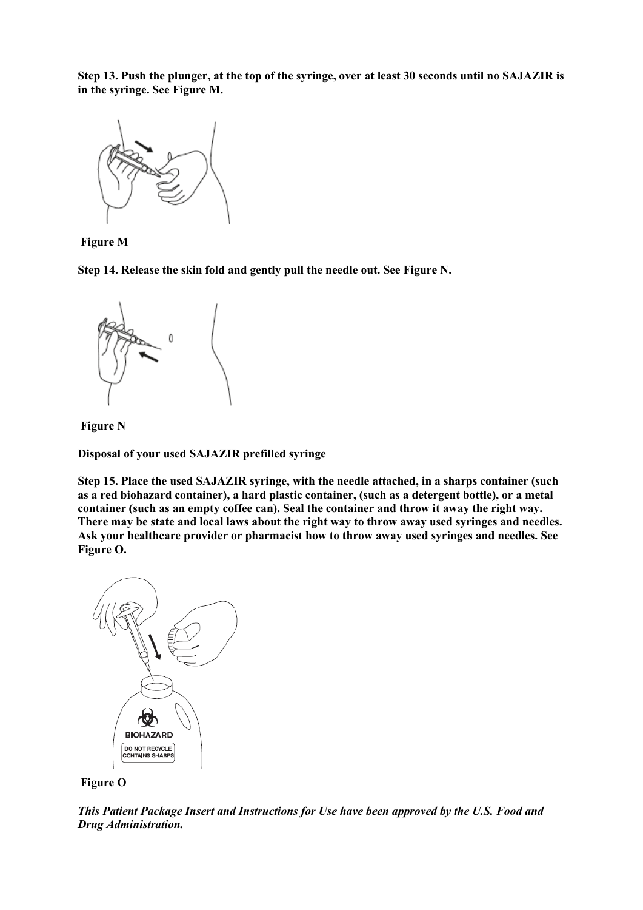**Step 13. Push the plunger, at the top of the syringe, over at least 30 seconds until no SAJAZIR is in the syringe. See Figure M.**

**Figure M**

**Step 14. Release the skin fold and gently pull the needle out. See Figure N.**

**Figure N**

**Disposal of your used SAJAZIR prefilled syringe**

**Step 15. Place the used SAJAZIR syringe, with the needle attached, in a sharps container (such as a red biohazard container), a hard plastic container, (such as a detergent bottle), or a metal container (such as an empty coffee can). Seal the container and throw it away the right way. There may be state and local laws about the right way to throw away used syringes and needles. Ask your healthcare provider or pharmacist how to throw away used syringes and needles. See Figure O.**

**Figure O**

***This Patient Package Insert and Instructions for Use have been approved by the U.S. Food and Drug Administration.***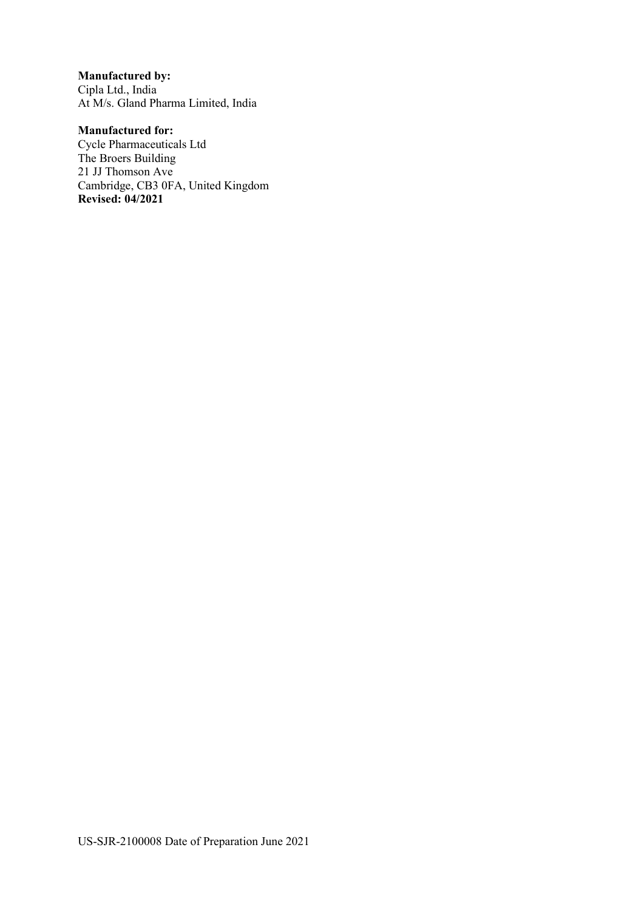**Manufactured by:**
Cipla Ltd., India
At M/s. Gland Pharma Limited, India

**Manufactured for:**
Cycle Pharmaceuticals Ltd
The Broers Building
21 JJ Thomson Ave
Cambridge, CB3 0FA, United Kingdom
**Revised: 04/2021**

US-SJR-2100008 Date of Preparation June 2021